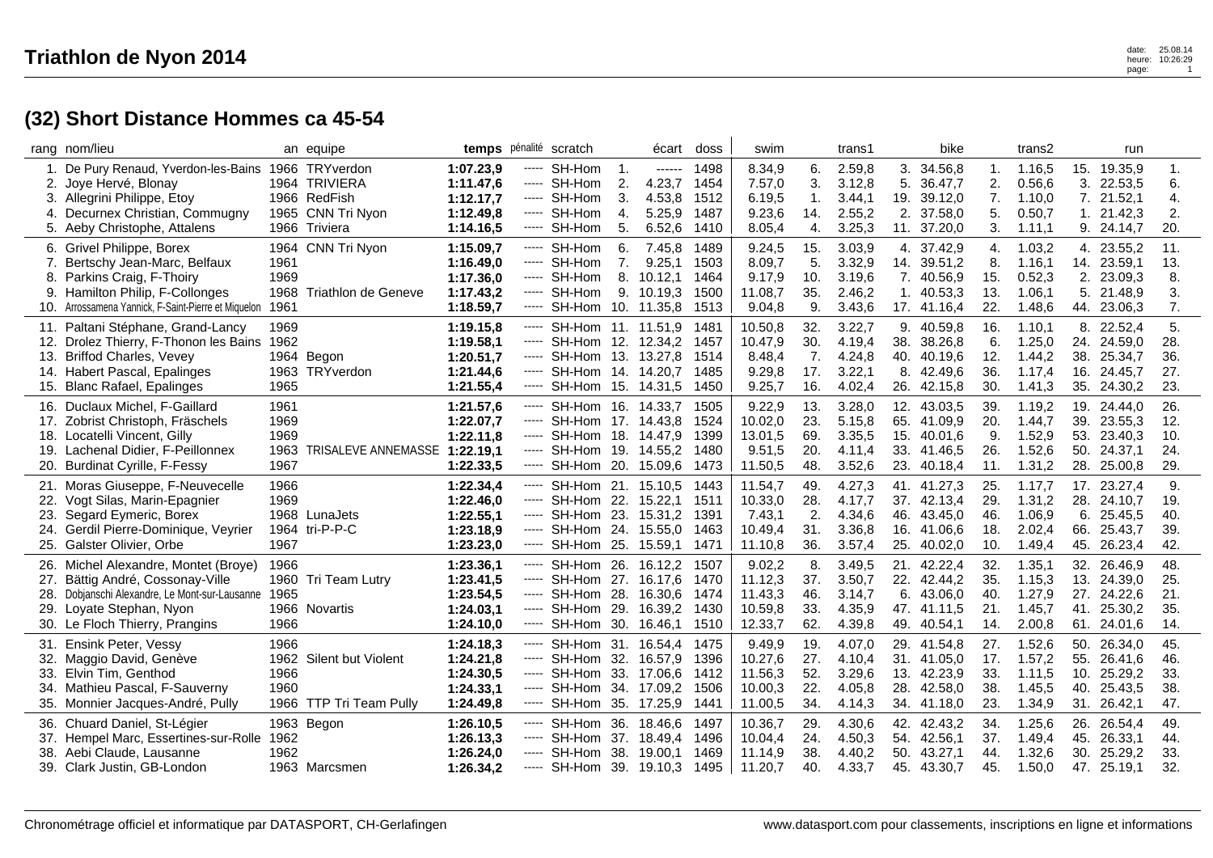# Triathlon de Nyon 2014

## (32) Short Distance Hommes ca 45-54

| rang | nom/lieu | an | equipe | temps | pénalité | scratch | | écart | doss | swim | | trans1 | | bike | | trans2 | | run | |
|---|---|---|---|---|---|---|---|---|---|---|---|---|---|---|---|---|---|---|---|
| 1. | De Pury Renaud, Yverdon-les-Bains | 1966 | TRYverdon | **1:07.23,9** | ----- | SH-Hom | 1. | ------ | 1498 | 8.34,9 | 6. | 2.59,8 | 3. | 34.56,8 | 1. | 1.16,5 | 15. | 19.35,9 | 1. |
| 2. | Joye Hervé, Blonay | 1964 | TRIVIERA | **1:11.47,6** | ----- | SH-Hom | 2. | 4.23,7 | 1454 | 7.57,0 | 3. | 3.12,8 | 5. | 36.47,7 | 2. | 0.56,6 | 3. | 22.53,5 | 6. |
| 3. | Allegrini Philippe, Etoy | 1966 | RedFish | **1:12.17,7** | ----- | SH-Hom | 3. | 4.53,8 | 1512 | 6.19,5 | 1. | 3.44,1 | 19. | 39.12,0 | 7. | 1.10,0 | 7. | 21.52,1 | 4. |
| 4. | Decurnex Christian, Commugny | 1965 | CNN Tri Nyon | **1:12.49,8** | ----- | SH-Hom | 4. | 5.25,9 | 1487 | 9.23,6 | 14. | 2.55,2 | 2. | 37.58,0 | 5. | 0.50,7 | 1. | 21.42,3 | 2. |
| 5. | Aeby Christophe, Attalens | 1966 | Triviera | **1:14.16,5** | ----- | SH-Hom | 5. | 6.52,6 | 1410 | 8.05,4 | 4. | 3.25,3 | 11. | 37.20,0 | 3. | 1.11,1 | 9. | 24.14,7 | 20. |
| 6. | Grivel Philippe, Borex | 1964 | CNN Tri Nyon | **1:15.09,7** | ----- | SH-Hom | 6. | 7.45,8 | 1489 | 9.24,5 | 15. | 3.03,9 | 4. | 37.42,9 | 4. | 1.03,2 | 4. | 23.55,2 | 11. |
| 7. | Bertschy Jean-Marc, Belfaux | 1961 | | **1:16.49,0** | ----- | SH-Hom | 7. | 9.25,1 | 1503 | 8.09,7 | 5. | 3.32,9 | 14. | 39.51,2 | 8. | 1.16,1 | 14. | 23.59,1 | 13. |
| 8. | Parkins Craig, F-Thoiry | 1969 | | **1:17.36,0** | ----- | SH-Hom | 8. | 10.12,1 | 1464 | 9.17,9 | 10. | 3.19,6 | 7. | 40.56,9 | 15. | 0.52,3 | 2. | 23.09,3 | 8. |
| 9. | Hamilton Philip, F-Collonges | 1968 | Triathlon de Geneve | **1:17.43,2** | ----- | SH-Hom | 9. | 10.19,3 | 1500 | 11.08,7 | 35. | 2.46,2 | 1. | 40.53,3 | 13. | 1.06,1 | 5. | 21.48,9 | 3. |
| 10. | Arrossamena Yannick, F-Saint-Pierre et Miquelon | 1961 | | **1:18.59,7** | ----- | SH-Hom | 10. | 11.35,8 | 1513 | 9.04,8 | 9. | 3.43,6 | 17. | 41.16,4 | 22. | 1.48,6 | 44. | 23.06,3 | 7. |
| 11. | Paltani Stéphane, Grand-Lancy | 1969 | | **1:19.15,8** | ----- | SH-Hom | 11. | 11.51,9 | 1481 | 10.50,8 | 32. | 3.22,7 | 9. | 40.59,8 | 16. | 1.10,1 | 8. | 22.52,4 | 5. |
| 12. | Drolez Thierry, F-Thonon les Bains | 1962 | | **1:19.58,1** | ----- | SH-Hom | 12. | 12.34,2 | 1457 | 10.47,9 | 30. | 4.19,4 | 38. | 38.26,8 | 6. | 1.25,0 | 24. | 24.59,0 | 28. |
| 13. | Briffod Charles, Vevey | 1964 | Begon | **1:20.51,7** | ----- | SH-Hom | 13. | 13.27,8 | 1514 | 8.48,4 | 7. | 4.24,8 | 40. | 40.19,6 | 12. | 1.44,2 | 38. | 25.34,7 | 36. |
| 14. | Habert Pascal, Epalinges | 1963 | TRYverdon | **1:21.44,6** | ----- | SH-Hom | 14. | 14.20,7 | 1485 | 9.29,8 | 17. | 3.22,1 | 8. | 42.49,6 | 36. | 1.17,4 | 16. | 24.45,7 | 27. |
| 15. | Blanc Rafael, Epalinges | 1965 | | **1:21.55,4** | ----- | SH-Hom | 15. | 14.31,5 | 1450 | 9.25,7 | 16. | 4.02,4 | 26. | 42.15,8 | 30. | 1.41,3 | 35. | 24.30,2 | 23. |
| 16. | Duclaux Michel, F-Gaillard | 1961 | | **1:21.57,6** | ----- | SH-Hom | 16. | 14.33,7 | 1505 | 9.22,9 | 13. | 3.28,0 | 12. | 43.03,5 | 39. | 1.19,2 | 19. | 24.44,0 | 26. |
| 17. | Zobrist Christoph, Fräschels | 1969 | | **1:22.07,7** | ----- | SH-Hom | 17. | 14.43,8 | 1524 | 10.02,0 | 23. | 5.15,8 | 65. | 41.09,9 | 20. | 1.44,7 | 39. | 23.55,3 | 12. |
| 18. | Locatelli Vincent, Gilly | 1969 | | **1:22.11,8** | ----- | SH-Hom | 18. | 14.47,9 | 1399 | 13.01,5 | 69. | 3.35,5 | 15. | 40.01,6 | 9. | 1.52,9 | 53. | 23.40,3 | 10. |
| 19. | Lachenal Didier, F-Peillonnex | 1963 | TRISALEVE ANNEMASSE | **1:22.19,1** | ----- | SH-Hom | 19. | 14.55,2 | 1480 | 9.51,5 | 20. | 4.11,4 | 33. | 41.46,5 | 26. | 1.52,6 | 50. | 24.37,1 | 24. |
| 20. | Burdinat Cyrille, F-Fessy | 1967 | | **1:22.33,5** | ----- | SH-Hom | 20. | 15.09,6 | 1473 | 11.50,5 | 48. | 3.52,6 | 23. | 40.18,4 | 11. | 1.31,2 | 28. | 25.00,8 | 29. |
| 21. | Moras Giuseppe, F-Neuvecelle | 1966 | | **1:22.34,4** | ----- | SH-Hom | 21. | 15.10,5 | 1443 | 11.54,7 | 49. | 4.27,3 | 41. | 41.27,3 | 25. | 1.17,7 | 17. | 23.27,4 | 9. |
| 22. | Vogt Silas, Marin-Epagnier | 1969 | | **1:22.46,0** | ----- | SH-Hom | 22. | 15.22,1 | 1511 | 10.33,0 | 28. | 4.17,7 | 37. | 42.13,4 | 29. | 1.31,2 | 28. | 24.10,7 | 19. |
| 23. | Segard Eymeric, Borex | 1968 | LunaJets | **1:22.55,1** | ----- | SH-Hom | 23. | 15.31,2 | 1391 | 7.43,1 | 2. | 4.34,6 | 46. | 43.45,0 | 46. | 1.06,9 | 6. | 25.45,5 | 40. |
| 24. | Gerdil Pierre-Dominique, Veyrier | 1964 | tri-P-P-C | **1:23.18,9** | ----- | SH-Hom | 24. | 15.55,0 | 1463 | 10.49,4 | 31. | 3.36,8 | 16. | 41.06,6 | 18. | 2.02,4 | 66. | 25.43,7 | 39. |
| 25. | Galster Olivier, Orbe | 1967 | | **1:23.23,0** | ----- | SH-Hom | 25. | 15.59,1 | 1471 | 11.10,8 | 36. | 3.57,4 | 25. | 40.02,0 | 10. | 1.49,4 | 45. | 26.23,4 | 42. |
| 26. | Michel Alexandre, Montet (Broye) | 1966 | | **1:23.36,1** | ----- | SH-Hom | 26. | 16.12,2 | 1507 | 9.02,2 | 8. | 3.49,5 | 21. | 42.22,4 | 32. | 1.35,1 | 32. | 26.46,9 | 48. |
| 27. | Bättig André, Cossonay-Ville | 1960 | Tri Team Lutry | **1:23.41,5** | ----- | SH-Hom | 27. | 16.17,6 | 1470 | 11.12,3 | 37. | 3.50,7 | 22. | 42.44,2 | 35. | 1.15,3 | 13. | 24.39,0 | 25. |
| 28. | Dobjanschi Alexandre, Le Mont-sur-Lausanne | 1965 | | **1:23.54,5** | ----- | SH-Hom | 28. | 16.30,6 | 1474 | 11.43,3 | 46. | 3.14,7 | 6. | 43.06,0 | 40. | 1.27,9 | 27. | 24.22,6 | 21. |
| 29. | Loyate Stephan, Nyon | 1966 | Novartis | **1:24.03,1** | ----- | SH-Hom | 29. | 16.39,2 | 1430 | 10.59,8 | 33. | 4.35,9 | 47. | 41.11,5 | 21. | 1.45,7 | 41. | 25.30,2 | 35. |
| 30. | Le Floch Thierry, Prangins | 1966 | | **1:24.10,0** | ----- | SH-Hom | 30. | 16.46,1 | 1510 | 12.33,7 | 62. | 4.39,8 | 49. | 40.54,1 | 14. | 2.00,8 | 61. | 24.01,6 | 14. |
| 31. | Ensink Peter, Vessy | 1966 | | **1:24.18,3** | ----- | SH-Hom | 31. | 16.54,4 | 1475 | 9.49,9 | 19. | 4.07,0 | 29. | 41.54,8 | 27. | 1.52,6 | 50. | 26.34,0 | 45. |
| 32. | Maggio David, Genève | 1962 | Silent but Violent | **1:24.21,8** | ----- | SH-Hom | 32. | 16.57,9 | 1396 | 10.27,6 | 27. | 4.10,4 | 31. | 41.05,0 | 17. | 1.57,2 | 55. | 26.41,6 | 46. |
| 33. | Elvin Tim, Genthod | 1966 | | **1:24.30,5** | ----- | SH-Hom | 33. | 17.06,6 | 1412 | 11.56,3 | 52. | 3.29,6 | 13. | 42.23,9 | 33. | 1.11,5 | 10. | 25.29,2 | 33. |
| 34. | Mathieu Pascal, F-Sauverny | 1960 | | **1:24.33,1** | ----- | SH-Hom | 34. | 17.09,2 | 1506 | 10.00,3 | 22. | 4.05,8 | 28. | 42.58,0 | 38. | 1.45,5 | 40. | 25.43,5 | 38. |
| 35. | Monnier Jacques-André, Pully | 1966 | TTP Tri Team Pully | **1:24.49,8** | ----- | SH-Hom | 35. | 17.25,9 | 1441 | 11.00,5 | 34. | 4.14,3 | 34. | 41.18,0 | 23. | 1.34,9 | 31. | 26.42,1 | 47. |
| 36. | Chuard Daniel, St-Légier | 1963 | Begon | **1:26.10,5** | ----- | SH-Hom | 36. | 18.46,6 | 1497 | 10.36,7 | 29. | 4.30,6 | 42. | 42.43,2 | 34. | 1.25,6 | 26. | 26.54,4 | 49. |
| 37. | Hempel Marc, Essertines-sur-Rolle | 1962 | | **1:26.13,3** | ----- | SH-Hom | 37. | 18.49,4 | 1496 | 10.04,4 | 24. | 4.50,3 | 54. | 42.56,1 | 37. | 1.49,4 | 45. | 26.33,1 | 44. |
| 38. | Aebi Claude, Lausanne | 1962 | | **1:26.24,0** | ----- | SH-Hom | 38. | 19.00,1 | 1469 | 11.14,9 | 38. | 4.40,2 | 50. | 43.27,1 | 44. | 1.32,6 | 30. | 25.29,2 | 33. |
| 39. | Clark Justin, GB-London | 1963 | Marcsmen | **1:26.34,2** | ----- | SH-Hom | 39. | 19.10,3 | 1495 | 11.20,7 | 40. | 4.33,7 | 45. | 43.30,7 | 45. | 1.50,0 | 47. | 25.19,1 | 32. |

Chronométrage officiel et informatique par DATASPORT, CH-Gerlafingen — www.datasport.com pour classements, inscriptions en ligne et informations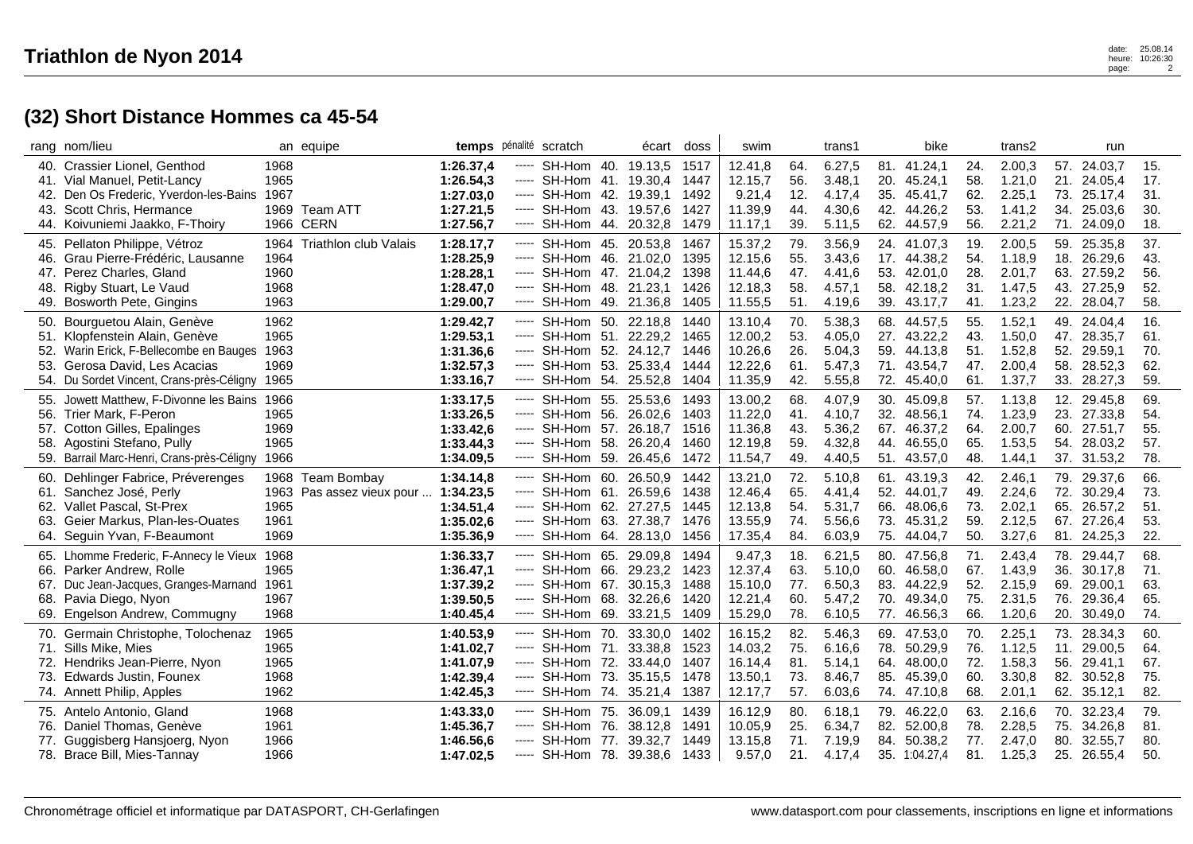# Triathlon de Nyon 2014

## (32) Short Distance Hommes ca 45-54

| rang | nom/lieu | an | equipe | temps | pénalité | scratch | | écart | doss | swim | | trans1 | | bike | | trans2 | | run | |
|---|---|---|---|---|---|---|---|---|---|---|---|---|---|---|---|---|---|---|---|
| 40. | Crassier Lionel, Genthod | 1968 | | 1:26.37,4 | ----- | SH-Hom | 40. | 19.13,5 | 1517 | 12.41,8 | 64. | 6.27,5 | 81. | 41.24,1 | 24. | 2.00,3 | 57. | 24.03,7 | 15. |
| 41. | Vial Manuel, Petit-Lancy | 1965 | | 1:26.54,3 | ----- | SH-Hom | 41. | 19.30,4 | 1447 | 12.15,7 | 56. | 3.48,1 | 20. | 45.24,1 | 58. | 1.21,0 | 21. | 24.05,4 | 17. |
| 42. | Den Os Frederic, Yverdon-les-Bains | 1967 | | 1:27.03,0 | ----- | SH-Hom | 42. | 19.39,1 | 1492 | 9.21,4 | 12. | 4.17,4 | 35. | 45.41,7 | 62. | 2.25,1 | 73. | 25.17,4 | 31. |
| 43. | Scott Chris, Hermance | 1969 | Team ATT | 1:27.21,5 | ----- | SH-Hom | 43. | 19.57,6 | 1427 | 11.39,9 | 44. | 4.30,6 | 42. | 44.26,2 | 53. | 1.41,2 | 34. | 25.03,6 | 30. |
| 44. | Koivuniemi Jaakko, F-Thoiry | 1966 | CERN | 1:27.56,7 | ----- | SH-Hom | 44. | 20.32,8 | 1479 | 11.17,1 | 39. | 5.11,5 | 62. | 44.57,9 | 56. | 2.21,2 | 71. | 24.09,0 | 18. |
| 45. | Pellaton Philippe, Vétroz | 1964 | Triathlon club Valais | 1:28.17,7 | ----- | SH-Hom | 45. | 20.53,8 | 1467 | 15.37,2 | 79. | 3.56,9 | 24. | 41.07,3 | 19. | 2.00,5 | 59. | 25.35,8 | 37. |
| 46. | Grau Pierre-Frédéric, Lausanne | 1964 | | 1:28.25,9 | ----- | SH-Hom | 46. | 21.02,0 | 1395 | 12.15,6 | 55. | 3.43,6 | 17. | 44.38,2 | 54. | 1.18,9 | 18. | 26.29,6 | 43. |
| 47. | Perez Charles, Gland | 1960 | | 1:28.28,1 | ----- | SH-Hom | 47. | 21.04,2 | 1398 | 11.44,6 | 47. | 4.41,6 | 53. | 42.01,0 | 28. | 2.01,7 | 63. | 27.59,2 | 56. |
| 48. | Rigby Stuart, Le Vaud | 1968 | | 1:28.47,0 | ----- | SH-Hom | 48. | 21.23,1 | 1426 | 12.18,3 | 58. | 4.57,1 | 58. | 42.18,2 | 31. | 1.47,5 | 43. | 27.25,9 | 52. |
| 49. | Bosworth Pete, Gingins | 1963 | | 1:29.00,7 | ----- | SH-Hom | 49. | 21.36,8 | 1405 | 11.55,5 | 51. | 4.19,6 | 39. | 43.17,7 | 41. | 1.23,2 | 22. | 28.04,7 | 58. |
| 50. | Bourguetou Alain, Genève | 1962 | | 1:29.42,7 | ----- | SH-Hom | 50. | 22.18,8 | 1440 | 13.10,4 | 70. | 5.38,3 | 68. | 44.57,5 | 55. | 1.52,1 | 49. | 24.04,4 | 16. |
| 51. | Klopfenstein Alain, Genève | 1965 | | 1:29.53,1 | ----- | SH-Hom | 51. | 22.29,2 | 1465 | 12.00,2 | 53. | 4.05,0 | 27. | 43.22,2 | 43. | 1.50,0 | 47. | 28.35,7 | 61. |
| 52. | Warin Erick, F-Bellecombe en Bauges | 1963 | | 1:31.36,6 | ----- | SH-Hom | 52. | 24.12,7 | 1446 | 10.26,6 | 26. | 5.04,3 | 59. | 44.13,8 | 51. | 1.52,8 | 52. | 29.59,1 | 70. |
| 53. | Gerosa David, Les Acacias | 1969 | | 1:32.57,3 | ----- | SH-Hom | 53. | 25.33,4 | 1444 | 12.22,6 | 61. | 5.47,3 | 71. | 43.54,7 | 47. | 2.00,4 | 58. | 28.52,3 | 62. |
| 54. | Du Sordet Vincent, Crans-près-Céligny | 1965 | | 1:33.16,7 | ----- | SH-Hom | 54. | 25.52,8 | 1404 | 11.35,9 | 42. | 5.55,8 | 72. | 45.40,0 | 61. | 1.37,7 | 33. | 28.27,3 | 59. |
| 55. | Jowett Matthew, F-Divonne les Bains | 1966 | | 1:33.17,5 | ----- | SH-Hom | 55. | 25.53,6 | 1493 | 13.00,2 | 68. | 4.07,9 | 30. | 45.09,8 | 57. | 1.13,8 | 12. | 29.45,8 | 69. |
| 56. | Trier Mark, F-Peron | 1965 | | 1:33.26,5 | ----- | SH-Hom | 56. | 26.02,6 | 1403 | 11.22,0 | 41. | 4.10,7 | 32. | 48.56,1 | 74. | 1.23,9 | 23. | 27.33,8 | 54. |
| 57. | Cotton Gilles, Epalinges | 1969 | | 1:33.42,6 | ----- | SH-Hom | 57. | 26.18,7 | 1516 | 11.36,8 | 43. | 5.36,2 | 67. | 46.37,2 | 64. | 2.00,7 | 60. | 27.51,7 | 55. |
| 58. | Agostini Stefano, Pully | 1965 | | 1:33.44,3 | ----- | SH-Hom | 58. | 26.20,4 | 1460 | 12.19,8 | 59. | 4.32,8 | 44. | 46.55,0 | 65. | 1.53,5 | 54. | 28.03,2 | 57. |
| 59. | Barrail Marc-Henri, Crans-près-Céligny | 1966 | | 1:34.09,5 | ----- | SH-Hom | 59. | 26.45,6 | 1472 | 11.54,7 | 49. | 4.40,5 | 51. | 43.57,0 | 48. | 1.44,1 | 37. | 31.53,2 | 78. |
| 60. | Dehlinger Fabrice, Préverenges | 1968 | Team Bombay | 1:34.14,8 | ----- | SH-Hom | 60. | 26.50,9 | 1442 | 13.21,0 | 72. | 5.10,8 | 61. | 43.19,3 | 42. | 2.46,1 | 79. | 29.37,6 | 66. |
| 61. | Sanchez José, Perly | 1963 | Pas assez vieux pour ... | 1:34.23,5 | ----- | SH-Hom | 61. | 26.59,6 | 1438 | 12.46,4 | 65. | 4.41,4 | 52. | 44.01,7 | 49. | 2.24,6 | 72. | 30.29,4 | 73. |
| 62. | Vallet Pascal, St-Prex | 1965 | | 1:34.51,4 | ----- | SH-Hom | 62. | 27.27,5 | 1445 | 12.13,8 | 54. | 5.31,7 | 66. | 48.06,6 | 73. | 2.02,1 | 65. | 26.57,2 | 51. |
| 63. | Geier Markus, Plan-les-Ouates | 1961 | | 1:35.02,6 | ----- | SH-Hom | 63. | 27.38,7 | 1476 | 13.55,9 | 74. | 5.56,6 | 73. | 45.31,2 | 59. | 2.12,5 | 67. | 27.26,4 | 53. |
| 64. | Seguin Yvan, F-Beaumont | 1969 | | 1:35.36,9 | ----- | SH-Hom | 64. | 28.13,0 | 1456 | 17.35,4 | 84. | 6.03,9 | 75. | 44.04,7 | 50. | 3.27,6 | 81. | 24.25,3 | 22. |
| 65. | Lhomme Frederic, F-Annecy le Vieux | 1968 | | 1:36.33,7 | ----- | SH-Hom | 65. | 29.09,8 | 1494 | 9.47,3 | 18. | 6.21,5 | 80. | 47.56,8 | 71. | 2.43,4 | 78. | 29.44,7 | 68. |
| 66. | Parker Andrew, Rolle | 1965 | | 1:36.47,1 | ----- | SH-Hom | 66. | 29.23,2 | 1423 | 12.37,4 | 63. | 5.10,0 | 60. | 46.58,0 | 67. | 1.43,9 | 36. | 30.17,8 | 71. |
| 67. | Duc Jean-Jacques, Granges-Marnand | 1961 | | 1:37.39,2 | ----- | SH-Hom | 67. | 30.15,3 | 1488 | 15.10,0 | 77. | 6.50,3 | 83. | 44.22,9 | 52. | 2.15,9 | 69. | 29.00,1 | 63. |
| 68. | Pavia Diego, Nyon | 1967 | | 1:39.50,5 | ----- | SH-Hom | 68. | 32.26,6 | 1420 | 12.21,4 | 60. | 5.47,2 | 70. | 49.34,0 | 75. | 2.31,5 | 76. | 29.36,4 | 65. |
| 69. | Engelson Andrew, Commugny | 1968 | | 1:40.45,4 | ----- | SH-Hom | 69. | 33.21,5 | 1409 | 15.29,0 | 78. | 6.10,5 | 77. | 46.56,3 | 66. | 1.20,6 | 20. | 30.49,0 | 74. |
| 70. | Germain Christophe, Tolochenaz | 1965 | | 1:40.53,9 | ----- | SH-Hom | 70. | 33.30,0 | 1402 | 16.15,2 | 82. | 5.46,3 | 69. | 47.53,0 | 70. | 2.25,1 | 73. | 28.34,3 | 60. |
| 71. | Sills Mike, Mies | 1965 | | 1:41.02,7 | ----- | SH-Hom | 71. | 33.38,8 | 1523 | 14.03,2 | 75. | 6.16,6 | 78. | 50.29,9 | 76. | 1.12,5 | 11. | 29.00,5 | 64. |
| 72. | Hendriks Jean-Pierre, Nyon | 1965 | | 1:41.07,9 | ----- | SH-Hom | 72. | 33.44,0 | 1407 | 16.14,4 | 81. | 5.14,1 | 64. | 48.00,0 | 72. | 1.58,3 | 56. | 29.41,1 | 67. |
| 73. | Edwards Justin, Founex | 1968 | | 1:42.39,4 | ----- | SH-Hom | 73. | 35.15,5 | 1478 | 13.50,1 | 73. | 8.46,7 | 85. | 45.39,0 | 60. | 3.30,8 | 82. | 30.52,8 | 75. |
| 74. | Annett Philip, Apples | 1962 | | 1:42.45,3 | ----- | SH-Hom | 74. | 35.21,4 | 1387 | 12.17,7 | 57. | 6.03,6 | 74. | 47.10,8 | 68. | 2.01,1 | 62. | 35.12,1 | 82. |
| 75. | Antelo Antonio, Gland | 1968 | | 1:43.33,0 | ----- | SH-Hom | 75. | 36.09,1 | 1439 | 16.12,9 | 80. | 6.18,1 | 79. | 46.22,0 | 63. | 2.16,6 | 70. | 32.23,4 | 79. |
| 76. | Daniel Thomas, Genève | 1961 | | 1:45.36,7 | ----- | SH-Hom | 76. | 38.12,8 | 1491 | 10.05,9 | 25. | 6.34,7 | 82. | 52.00,8 | 78. | 2.28,5 | 75. | 34.26,8 | 81. |
| 77. | Guggisberg Hansjoerg, Nyon | 1966 | | 1:46.56,6 | ----- | SH-Hom | 77. | 39.32,7 | 1449 | 13.15,8 | 71. | 7.19,9 | 84. | 50.38,2 | 77. | 2.47,0 | 80. | 32.55,7 | 80. |
| 78. | Brace Bill, Mies-Tannay | 1966 | | 1:47.02,5 | ----- | SH-Hom | 78. | 39.38,6 | 1433 | 9.57,0 | 21. | 4.17,4 | 35. | 1:04.27,4 | 81. | 1.25,3 | 25. | 26.55,4 | 50. |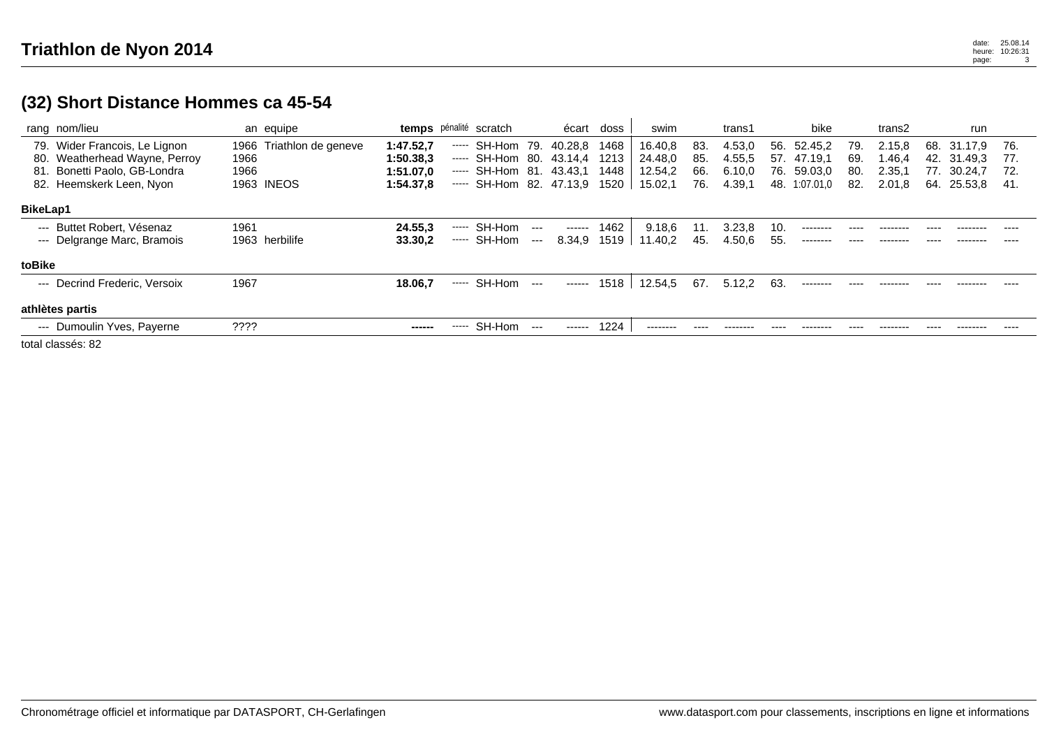# Triathlon de Nyon 2014

## (32) Short Distance Hommes ca 45-54

| rang | nom/lieu | an | equipe | **temps** | pénalité | scratch | | écart | doss | swim | | trans1 | | bike | | trans2 | | run | |
|---|---|---|---|---|---|---|---|---|---|---|---|---|---|---|---|---|---|---|---|
| 79. | Wider Francois, Le Lignon | 1966 | Triathlon de geneve | **1:47.52,7** | ----- | SH-Hom | 79. | 40.28,8 | 1468 | 16.40,8 | 83. | 4.53,0 | 56. | 52.45,2 | 79. | 2.15,8 | 68. | 31.17,9 | 76. |
| 80. | Weatherhead Wayne, Perroy | 1966 | | **1:50.38,3** | ----- | SH-Hom | 80. | 43.14,4 | 1213 | 24.48,0 | 85. | 4.55,5 | 57. | 47.19,1 | 69. | 1.46,4 | 42. | 31.49,3 | 77. |
| 81. | Bonetti Paolo, GB-Londra | 1966 | | **1:51.07,0** | ----- | SH-Hom | 81. | 43.43,1 | 1448 | 12.54,2 | 66. | 6.10,0 | 76. | 59.03,0 | 80. | 2.35,1 | 77. | 30.24,7 | 72. |
| 82. | Heemskerk Leen, Nyon | 1963 | INEOS | **1:54.37,8** | ----- | SH-Hom | 82. | 47.13,9 | 1520 | 15.02,1 | 76. | 4.39,1 | 48. | 1:07.01,0 | 82. | 2.01,8 | 64. | 25.53,8 | 41. |
| **BikeLap1** | | | | | | | | | | | | | | | | | | | |
| --- | Buttet Robert, Vésenaz | 1961 | | **24.55,3** | ----- | SH-Hom | --- | ------ | 1462 | 9.18,6 | 11. | 3.23,8 | 10. | -------- | ---- | -------- | ---- | -------- | ---- |
| --- | Delgrange Marc, Bramois | 1963 | herbilife | **33.30,2** | ----- | SH-Hom | --- | 8.34,9 | 1519 | 11.40,2 | 45. | 4.50,6 | 55. | -------- | ---- | -------- | ---- | -------- | ---- |
| **toBike** | | | | | | | | | | | | | | | | | | | |
| --- | Decrind Frederic, Versoix | 1967 | | **18.06,7** | ----- | SH-Hom | --- | ------ | 1518 | 12.54,5 | 67. | 5.12,2 | 63. | -------- | ---- | -------- | ---- | -------- | ---- |
| **athlètes partis** | | | | | | | | | | | | | | | | | | | |
| --- | Dumoulin Yves, Payerne | ???? | | **------** | ----- | SH-Hom | --- | ------ | 1224 | -------- | ---- | -------- | ---- | -------- | ---- | -------- | ---- | -------- | ---- |

total classés: 82

Chronométrage officiel et informatique par DATASPORT, CH-Gerlafingen

www.datasport.com pour classements, inscriptions en ligne et informations